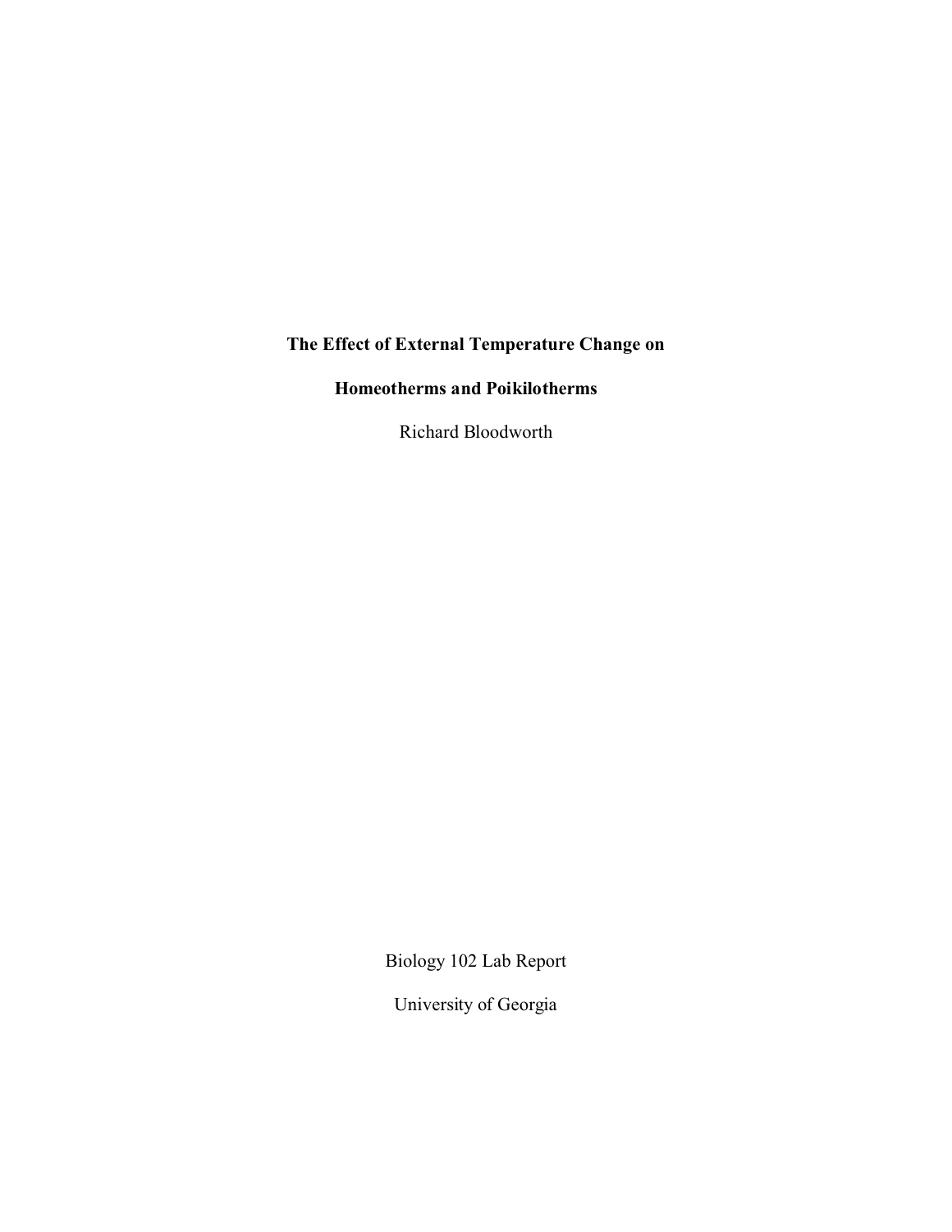# The Effect of External Temperature Change on Homeotherms and Poikilotherms

Richard Bloodworth

Biology 102 Lab Report

University of Georgia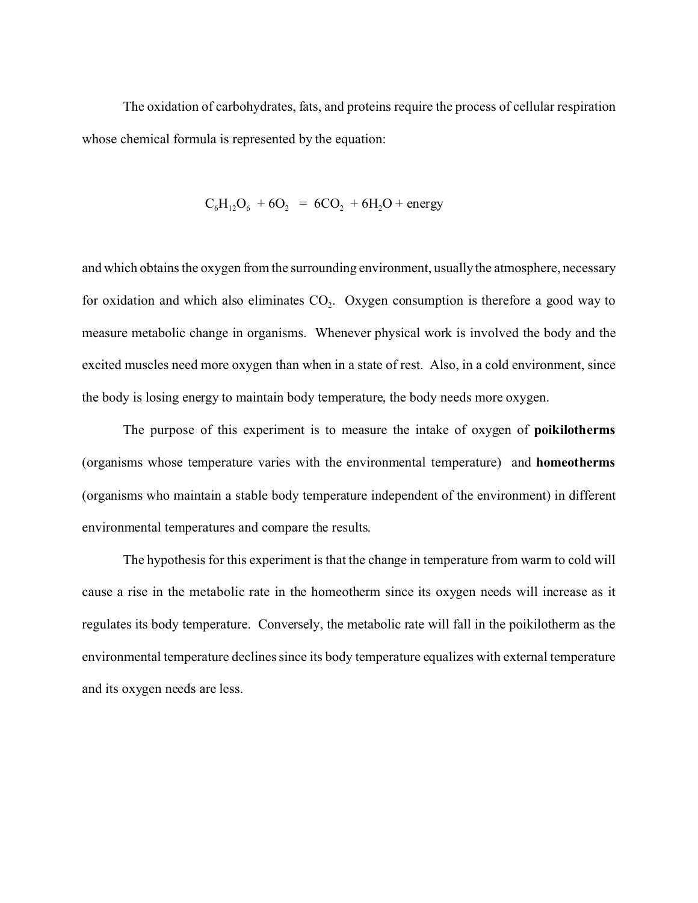The oxidation of carbohydrates, fats, and proteins require the process of cellular respiration whose chemical formula is represented by the equation:

$$C_6H_{12}O_6 + 6O_2 = 6CO_2 + 6H_2O + \text{energy}$$

and which obtains the oxygen from the surrounding environment, usually the atmosphere, necessary for oxidation and which also eliminates $CO_2$. Oxygen consumption is therefore a good way to measure metabolic change in organisms. Whenever physical work is involved the body and the excited muscles need more oxygen than when in a state of rest. Also, in a cold environment, since the body is losing energy to maintain body temperature, the body needs more oxygen.

The purpose of this experiment is to measure the intake of oxygen of **poikilotherms** (organisms whose temperature varies with the environmental temperature) and **homeotherms** (organisms who maintain a stable body temperature independent of the environment) in different environmental temperatures and compare the results.

The hypothesis for this experiment is that the change in temperature from warm to cold will cause a rise in the metabolic rate in the homeotherm since its oxygen needs will increase as it regulates its body temperature. Conversely, the metabolic rate will fall in the poikilotherm as the environmental temperature declines since its body temperature equalizes with external temperature and its oxygen needs are less.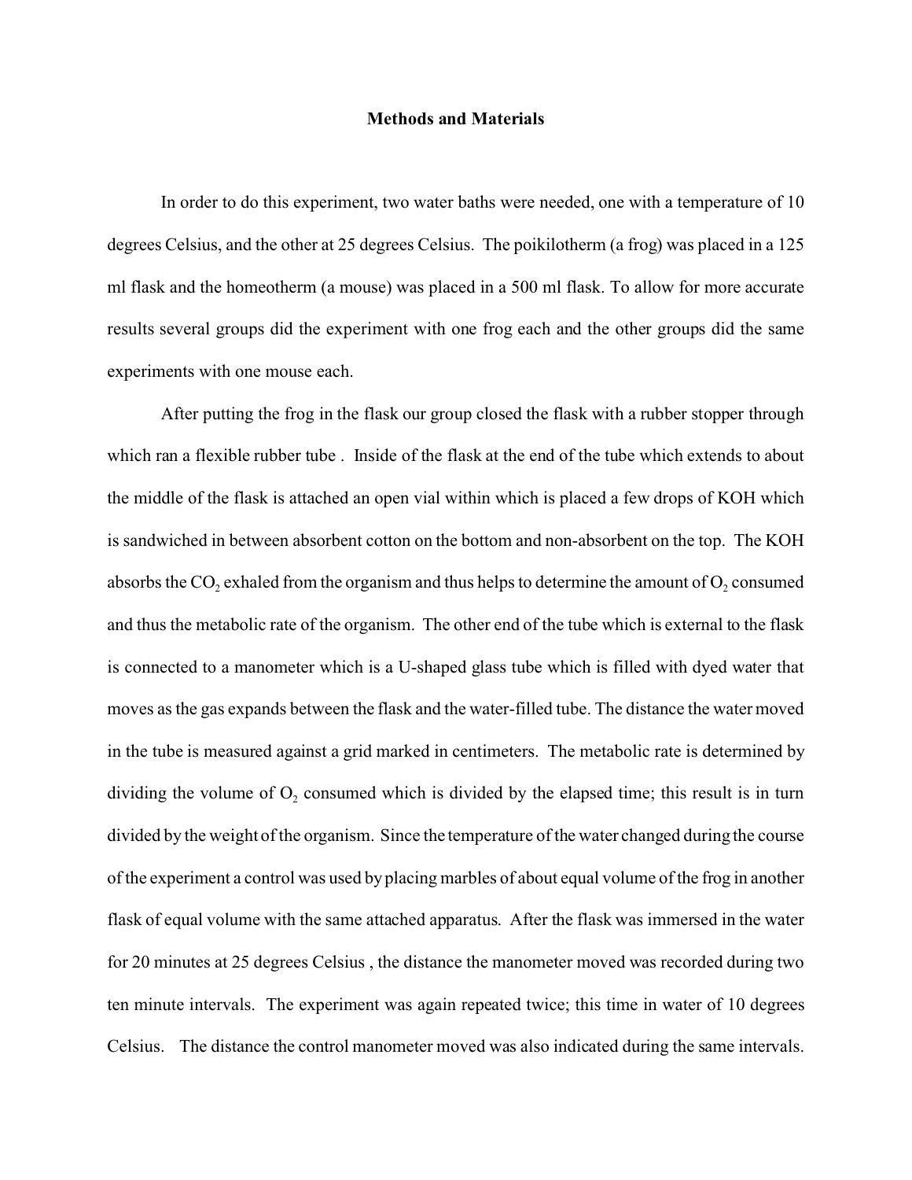# Methods and Materials

In order to do this experiment, two water baths were needed, one with a temperature of 10 degrees Celsius, and the other at 25 degrees Celsius. The poikilotherm (a frog) was placed in a 125 ml flask and the homeotherm (a mouse) was placed in a 500 ml flask. To allow for more accurate results several groups did the experiment with one frog each and the other groups did the same experiments with one mouse each.

After putting the frog in the flask our group closed the flask with a rubber stopper through which ran a flexible rubber tube . Inside of the flask at the end of the tube which extends to about the middle of the flask is attached an open vial within which is placed a few drops of KOH which is sandwiched in between absorbent cotton on the bottom and non-absorbent on the top. The KOH absorbs the $CO_2$ exhaled from the organism and thus helps to determine the amount of $O_2$ consumed and thus the metabolic rate of the organism. The other end of the tube which is external to the flask is connected to a manometer which is a U-shaped glass tube which is filled with dyed water that moves as the gas expands between the flask and the water-filled tube. The distance the water moved in the tube is measured against a grid marked in centimeters. The metabolic rate is determined by dividing the volume of $O_2$ consumed which is divided by the elapsed time; this result is in turn divided by the weight of the organism. Since the temperature of the water changed during the course of the experiment a control was used by placing marbles of about equal volume of the frog in another flask of equal volume with the same attached apparatus. After the flask was immersed in the water for 20 minutes at 25 degrees Celsius , the distance the manometer moved was recorded during two ten minute intervals. The experiment was again repeated twice; this time in water of 10 degrees Celsius. The distance the control manometer moved was also indicated during the same intervals.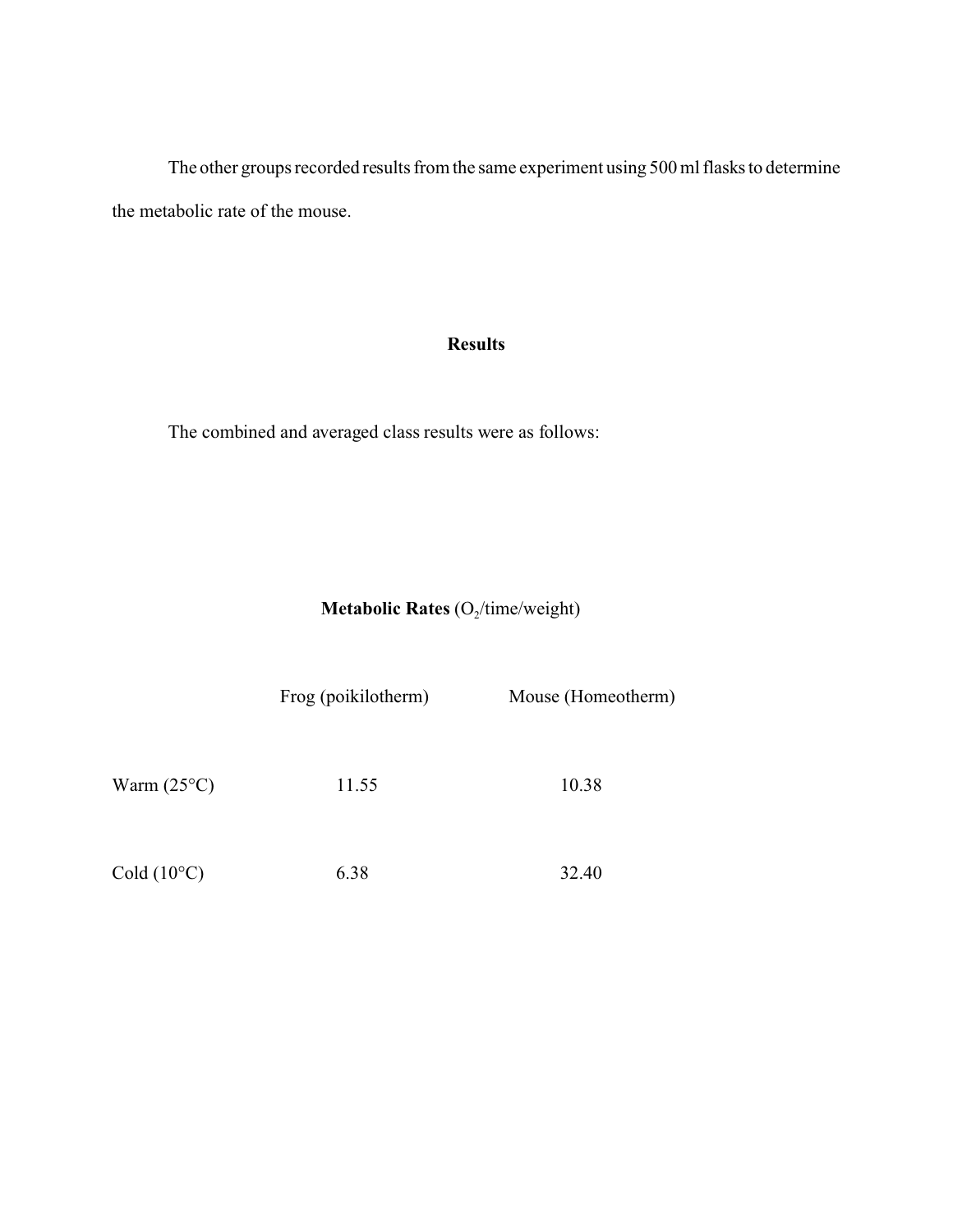The other groups recorded results from the same experiment using 500 ml flasks to determine the metabolic rate of the mouse.

## Results

The combined and averaged class results were as follows:

**Metabolic Rates** ($O_2$/time/weight)

| | Frog (poikilotherm) | Mouse (Homeotherm) |
|---|---|---|
| Warm (25°C) | 11.55 | 10.38 |
| Cold (10°C) | 6.38 | 32.40 |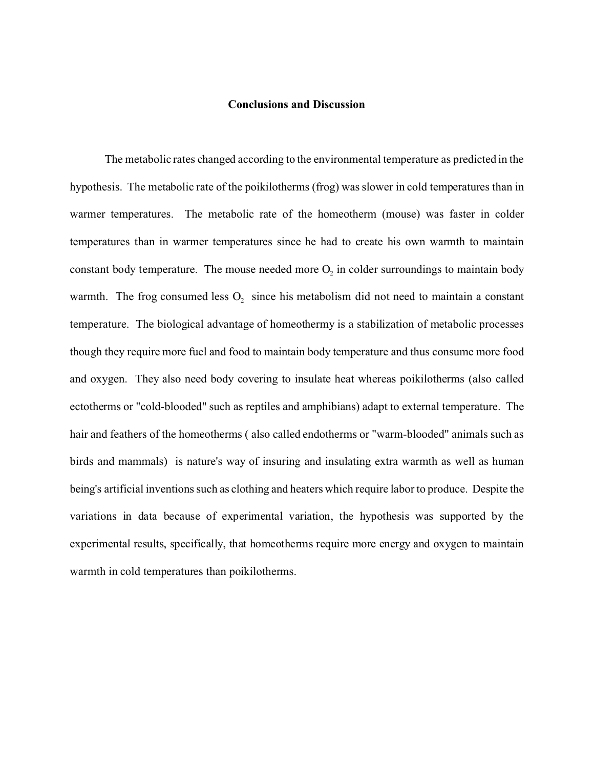## Conclusions and Discussion

The metabolic rates changed according to the environmental temperature as predicted in the hypothesis. The metabolic rate of the poikilotherms (frog) was slower in cold temperatures than in warmer temperatures. The metabolic rate of the homeotherm (mouse) was faster in colder temperatures than in warmer temperatures since he had to create his own warmth to maintain constant body temperature. The mouse needed more $O_2$ in colder surroundings to maintain body warmth. The frog consumed less $O_2$ since his metabolism did not need to maintain a constant temperature. The biological advantage of homeothermy is a stabilization of metabolic processes though they require more fuel and food to maintain body temperature and thus consume more food and oxygen. They also need body covering to insulate heat whereas poikilotherms (also called ectotherms or "cold-blooded" such as reptiles and amphibians) adapt to external temperature. The hair and feathers of the homeotherms ( also called endotherms or "warm-blooded" animals such as birds and mammals) is nature's way of insuring and insulating extra warmth as well as human being's artificial inventions such as clothing and heaters which require labor to produce. Despite the variations in data because of experimental variation, the hypothesis was supported by the experimental results, specifically, that homeotherms require more energy and oxygen to maintain warmth in cold temperatures than poikilotherms.